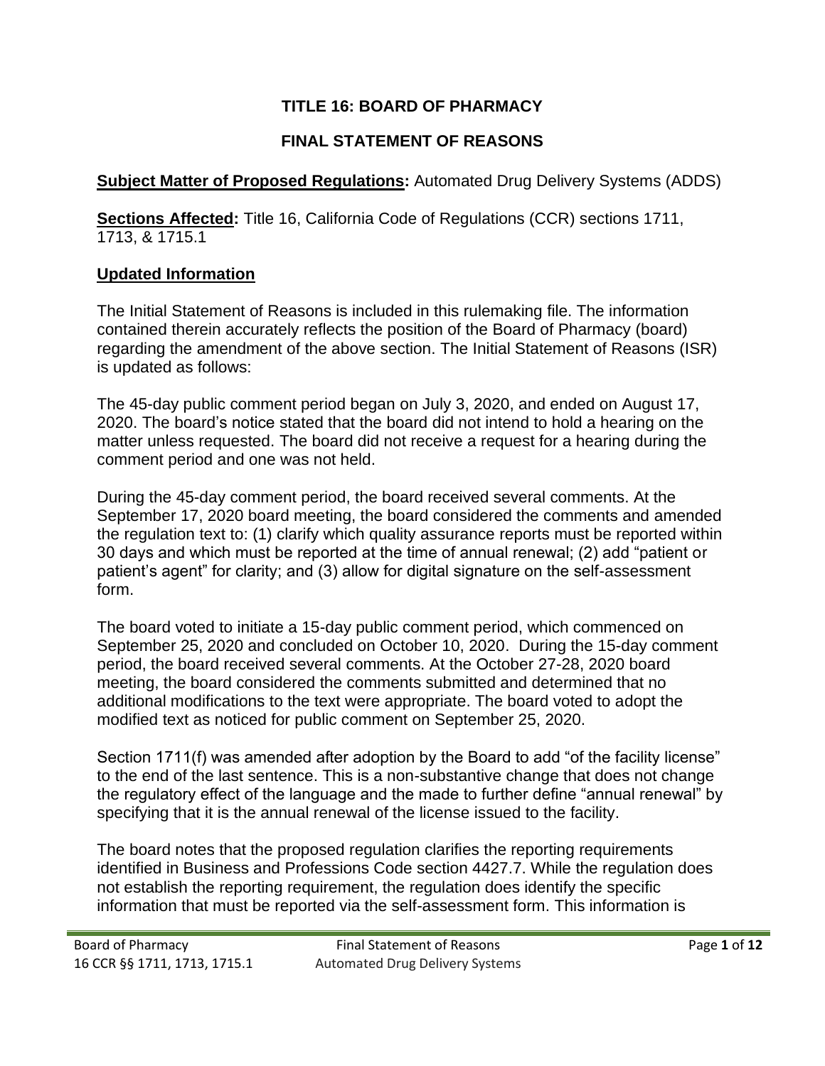# TITLE 16: BOARD OF PHARMACY

# FINAL STATEMENT OF REASONS

**Subject Matter of Proposed Regulations:** Automated Drug Delivery Systems (ADDS)

**Sections Affected:** Title 16, California Code of Regulations (CCR) sections 1711, 1713, & 1715.1

## Updated Information

The Initial Statement of Reasons is included in this rulemaking file. The information contained therein accurately reflects the position of the Board of Pharmacy (board) regarding the amendment of the above section. The Initial Statement of Reasons (ISR) is updated as follows:

The 45-day public comment period began on July 3, 2020, and ended on August 17, 2020. The board's notice stated that the board did not intend to hold a hearing on the matter unless requested. The board did not receive a request for a hearing during the comment period and one was not held.

During the 45-day comment period, the board received several comments. At the September 17, 2020 board meeting, the board considered the comments and amended the regulation text to: (1) clarify which quality assurance reports must be reported within 30 days and which must be reported at the time of annual renewal; (2) add "patient or patient's agent" for clarity; and (3) allow for digital signature on the self-assessment form.

The board voted to initiate a 15-day public comment period, which commenced on September 25, 2020 and concluded on October 10, 2020. During the 15-day comment period, the board received several comments. At the October 27-28, 2020 board meeting, the board considered the comments submitted and determined that no additional modifications to the text were appropriate. The board voted to adopt the modified text as noticed for public comment on September 25, 2020.

Section 1711(f) was amended after adoption by the Board to add "of the facility license" to the end of the last sentence. This is a non-substantive change that does not change the regulatory effect of the language and the made to further define "annual renewal" by specifying that it is the annual renewal of the license issued to the facility.

The board notes that the proposed regulation clarifies the reporting requirements identified in Business and Professions Code section 4427.7. While the regulation does not establish the reporting requirement, the regulation does identify the specific information that must be reported via the self-assessment form. This information is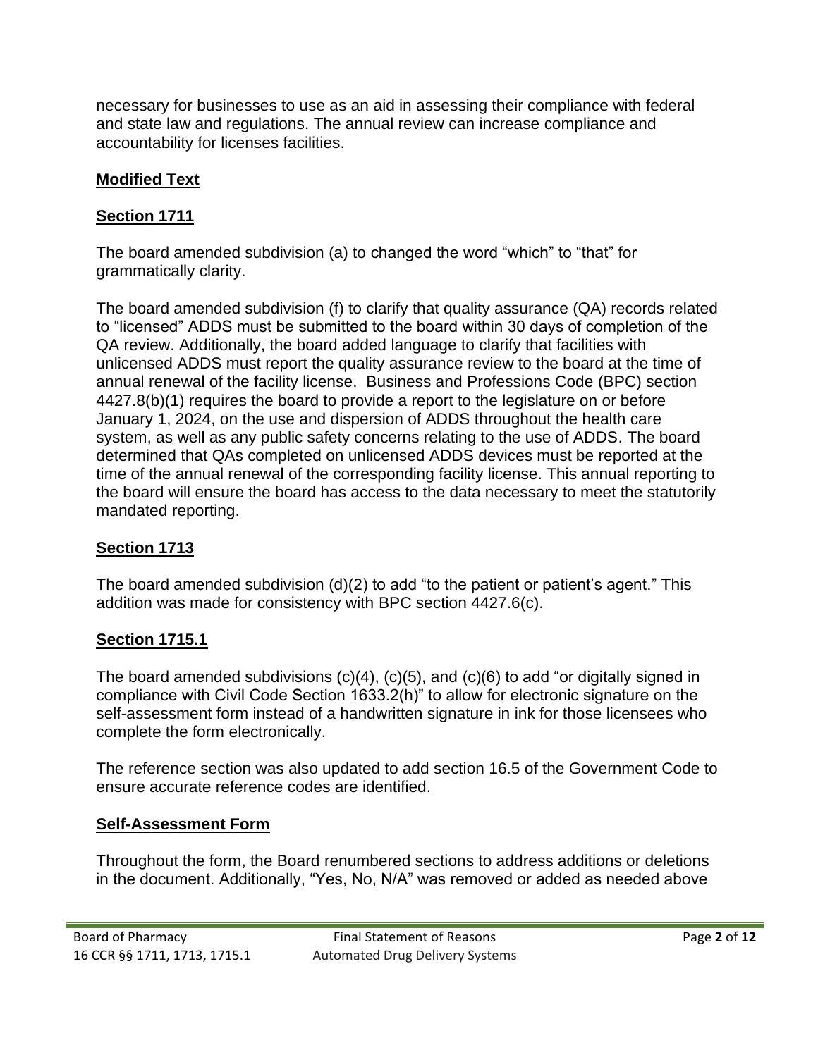necessary for businesses to use as an aid in assessing their compliance with federal and state law and regulations. The annual review can increase compliance and accountability for licenses facilities.

## **Modified Text**

### **Section 1711**

The board amended subdivision (a) to changed the word "which" to "that" for grammatically clarity.

The board amended subdivision (f) to clarify that quality assurance (QA) records related to "licensed" ADDS must be submitted to the board within 30 days of completion of the QA review. Additionally, the board added language to clarify that facilities with unlicensed ADDS must report the quality assurance review to the board at the time of annual renewal of the facility license. Business and Professions Code (BPC) section 4427.8(b)(1) requires the board to provide a report to the legislature on or before January 1, 2024, on the use and dispersion of ADDS throughout the health care system, as well as any public safety concerns relating to the use of ADDS. The board determined that QAs completed on unlicensed ADDS devices must be reported at the time of the annual renewal of the corresponding facility license. This annual reporting to the board will ensure the board has access to the data necessary to meet the statutorily mandated reporting.

### **Section 1713**

The board amended subdivision (d)(2) to add "to the patient or patient's agent." This addition was made for consistency with BPC section 4427.6(c).

### **Section 1715.1**

The board amended subdivisions (c)(4), (c)(5), and (c)(6) to add "or digitally signed in compliance with Civil Code Section 1633.2(h)" to allow for electronic signature on the self-assessment form instead of a handwritten signature in ink for those licensees who complete the form electronically.

The reference section was also updated to add section 16.5 of the Government Code to ensure accurate reference codes are identified.

### **Self-Assessment Form**

Throughout the form, the Board renumbered sections to address additions or deletions in the document. Additionally, "Yes, No, N/A" was removed or added as needed above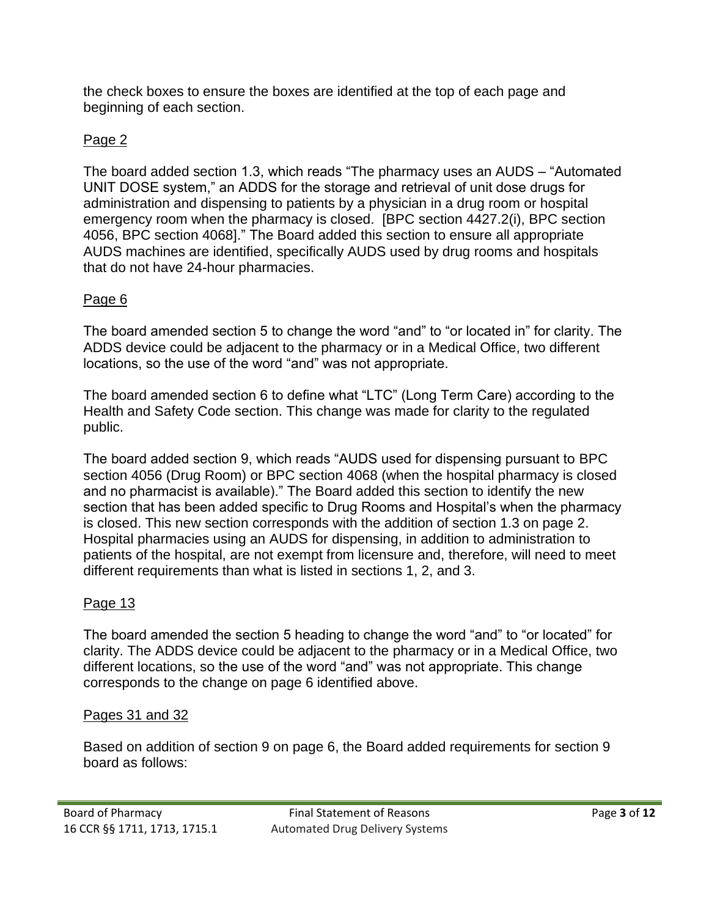the check boxes to ensure the boxes are identified at the top of each page and beginning of each section.

Page 2

The board added section 1.3, which reads "The pharmacy uses an AUDS – "Automated UNIT DOSE system," an ADDS for the storage and retrieval of unit dose drugs for administration and dispensing to patients by a physician in a drug room or hospital emergency room when the pharmacy is closed. [BPC section 4427.2(i), BPC section 4056, BPC section 4068]." The Board added this section to ensure all appropriate AUDS machines are identified, specifically AUDS used by drug rooms and hospitals that do not have 24-hour pharmacies.

Page 6

The board amended section 5 to change the word "and" to "or located in" for clarity. The ADDS device could be adjacent to the pharmacy or in a Medical Office, two different locations, so the use of the word "and" was not appropriate.

The board amended section 6 to define what "LTC" (Long Term Care) according to the Health and Safety Code section. This change was made for clarity to the regulated public.

The board added section 9, which reads "AUDS used for dispensing pursuant to BPC section 4056 (Drug Room) or BPC section 4068 (when the hospital pharmacy is closed and no pharmacist is available)." The Board added this section to identify the new section that has been added specific to Drug Rooms and Hospital's when the pharmacy is closed. This new section corresponds with the addition of section 1.3 on page 2. Hospital pharmacies using an AUDS for dispensing, in addition to administration to patients of the hospital, are not exempt from licensure and, therefore, will need to meet different requirements than what is listed in sections 1, 2, and 3.

Page 13

The board amended the section 5 heading to change the word "and" to "or located" for clarity. The ADDS device could be adjacent to the pharmacy or in a Medical Office, two different locations, so the use of the word "and" was not appropriate. This change corresponds to the change on page 6 identified above.

Pages 31 and 32

Based on addition of section 9 on page 6, the Board added requirements for section 9 board as follows: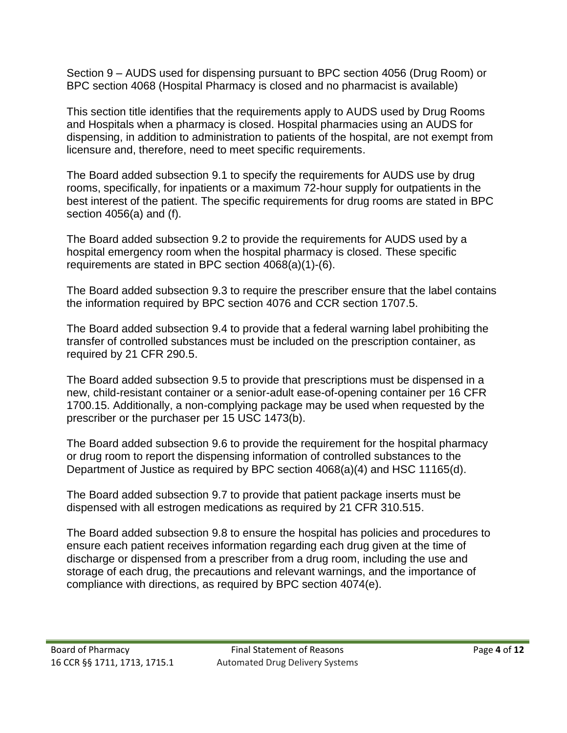Section 9 – AUDS used for dispensing pursuant to BPC section 4056 (Drug Room) or BPC section 4068 (Hospital Pharmacy is closed and no pharmacist is available)

This section title identifies that the requirements apply to AUDS used by Drug Rooms and Hospitals when a pharmacy is closed. Hospital pharmacies using an AUDS for dispensing, in addition to administration to patients of the hospital, are not exempt from licensure and, therefore, need to meet specific requirements.

The Board added subsection 9.1 to specify the requirements for AUDS use by drug rooms, specifically, for inpatients or a maximum 72-hour supply for outpatients in the best interest of the patient. The specific requirements for drug rooms are stated in BPC section 4056(a) and (f).

The Board added subsection 9.2 to provide the requirements for AUDS used by a hospital emergency room when the hospital pharmacy is closed. These specific requirements are stated in BPC section 4068(a)(1)-(6).

The Board added subsection 9.3 to require the prescriber ensure that the label contains the information required by BPC section 4076 and CCR section 1707.5.

The Board added subsection 9.4 to provide that a federal warning label prohibiting the transfer of controlled substances must be included on the prescription container, as required by 21 CFR 290.5.

The Board added subsection 9.5 to provide that prescriptions must be dispensed in a new, child-resistant container or a senior-adult ease-of-opening container per 16 CFR 1700.15. Additionally, a non-complying package may be used when requested by the prescriber or the purchaser per 15 USC 1473(b).

The Board added subsection 9.6 to provide the requirement for the hospital pharmacy or drug room to report the dispensing information of controlled substances to the Department of Justice as required by BPC section 4068(a)(4) and HSC 11165(d).

The Board added subsection 9.7 to provide that patient package inserts must be dispensed with all estrogen medications as required by 21 CFR 310.515.

The Board added subsection 9.8 to ensure the hospital has policies and procedures to ensure each patient receives information regarding each drug given at the time of discharge or dispensed from a prescriber from a drug room, including the use and storage of each drug, the precautions and relevant warnings, and the importance of compliance with directions, as required by BPC section 4074(e).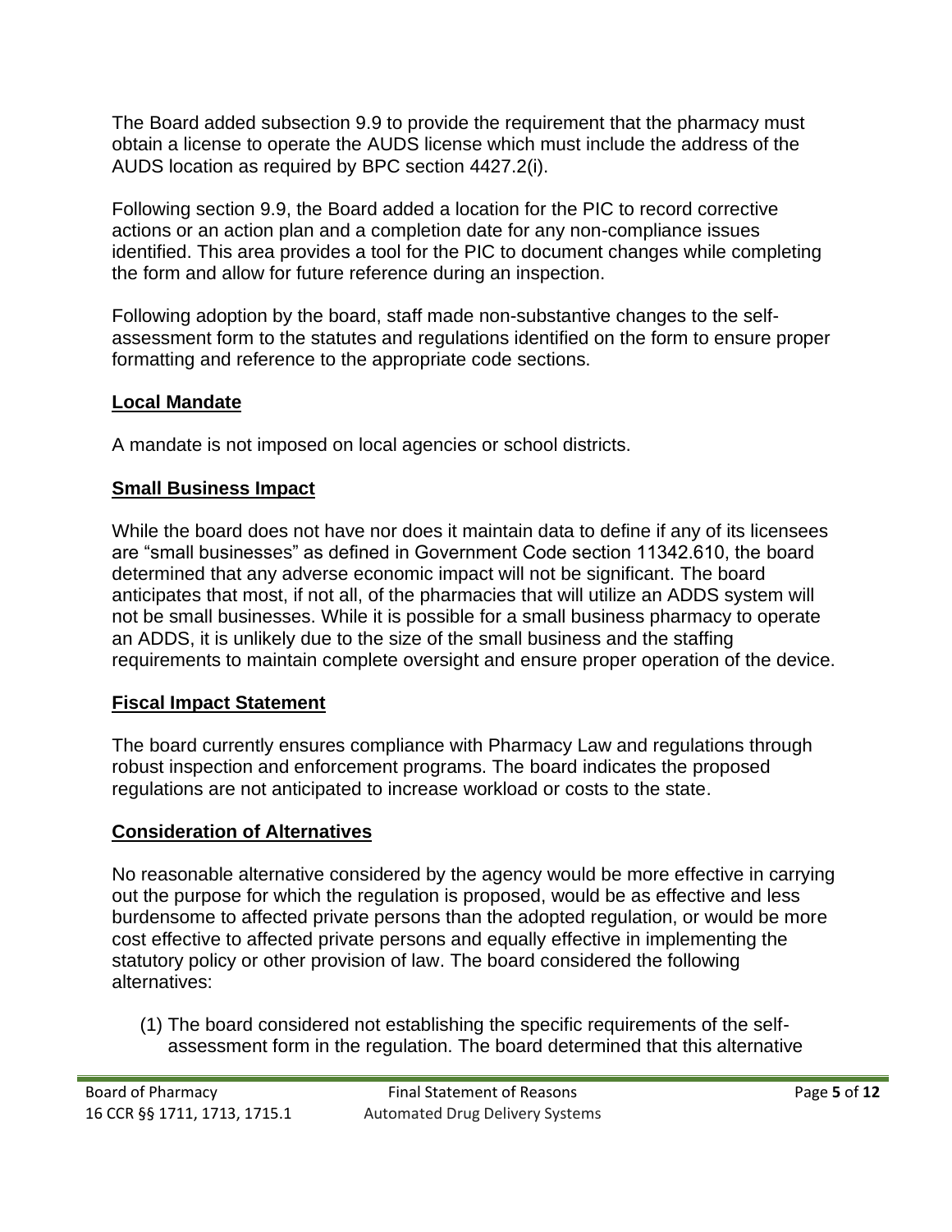The Board added subsection 9.9 to provide the requirement that the pharmacy must obtain a license to operate the AUDS license which must include the address of the AUDS location as required by BPC section 4427.2(i).

Following section 9.9, the Board added a location for the PIC to record corrective actions or an action plan and a completion date for any non-compliance issues identified. This area provides a tool for the PIC to document changes while completing the form and allow for future reference during an inspection.

Following adoption by the board, staff made non-substantive changes to the self-assessment form to the statutes and regulations identified on the form to ensure proper formatting and reference to the appropriate code sections.

## Local Mandate

A mandate is not imposed on local agencies or school districts.

## Small Business Impact

While the board does not have nor does it maintain data to define if any of its licensees are "small businesses" as defined in Government Code section 11342.610, the board determined that any adverse economic impact will not be significant. The board anticipates that most, if not all, of the pharmacies that will utilize an ADDS system will not be small businesses. While it is possible for a small business pharmacy to operate an ADDS, it is unlikely due to the size of the small business and the staffing requirements to maintain complete oversight and ensure proper operation of the device.

## Fiscal Impact Statement

The board currently ensures compliance with Pharmacy Law and regulations through robust inspection and enforcement programs. The board indicates the proposed regulations are not anticipated to increase workload or costs to the state.

## Consideration of Alternatives

No reasonable alternative considered by the agency would be more effective in carrying out the purpose for which the regulation is proposed, would be as effective and less burdensome to affected private persons than the adopted regulation, or would be more cost effective to affected private persons and equally effective in implementing the statutory policy or other provision of law. The board considered the following alternatives:

(1) The board considered not establishing the specific requirements of the self-assessment form in the regulation. The board determined that this alternative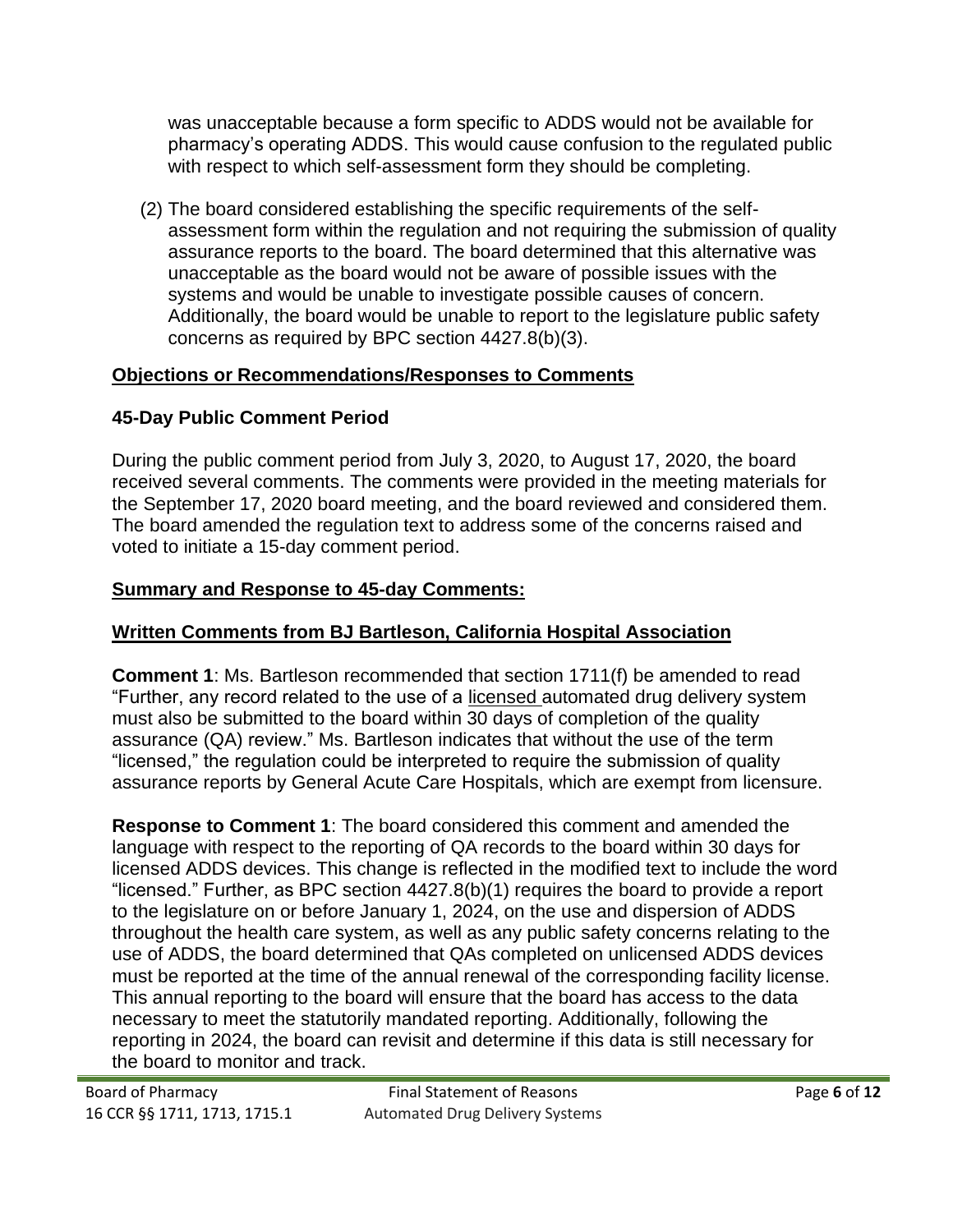was unacceptable because a form specific to ADDS would not be available for pharmacy's operating ADDS. This would cause confusion to the regulated public with respect to which self-assessment form they should be completing.

(2) The board considered establishing the specific requirements of the self-assessment form within the regulation and not requiring the submission of quality assurance reports to the board. The board determined that this alternative was unacceptable as the board would not be aware of possible issues with the systems and would be unable to investigate possible causes of concern. Additionally, the board would be unable to report to the legislature public safety concerns as required by BPC section 4427.8(b)(3).

## Objections or Recommendations/Responses to Comments

### 45-Day Public Comment Period

During the public comment period from July 3, 2020, to August 17, 2020, the board received several comments. The comments were provided in the meeting materials for the September 17, 2020 board meeting, and the board reviewed and considered them. The board amended the regulation text to address some of the concerns raised and voted to initiate a 15-day comment period.

## Summary and Response to 45-day Comments:

### Written Comments from BJ Bartleson, California Hospital Association

**Comment 1**: Ms. Bartleson recommended that section 1711(f) be amended to read "Further, any record related to the use of a <u>licensed</u> automated drug delivery system must also be submitted to the board within 30 days of completion of the quality assurance (QA) review." Ms. Bartleson indicates that without the use of the term "licensed," the regulation could be interpreted to require the submission of quality assurance reports by General Acute Care Hospitals, which are exempt from licensure.

**Response to Comment 1**: The board considered this comment and amended the language with respect to the reporting of QA records to the board within 30 days for licensed ADDS devices. This change is reflected in the modified text to include the word "licensed." Further, as BPC section 4427.8(b)(1) requires the board to provide a report to the legislature on or before January 1, 2024, on the use and dispersion of ADDS throughout the health care system, as well as any public safety concerns relating to the use of ADDS, the board determined that QAs completed on unlicensed ADDS devices must be reported at the time of the annual renewal of the corresponding facility license. This annual reporting to the board will ensure that the board has access to the data necessary to meet the statutorily mandated reporting. Additionally, following the reporting in 2024, the board can revisit and determine if this data is still necessary for the board to monitor and track.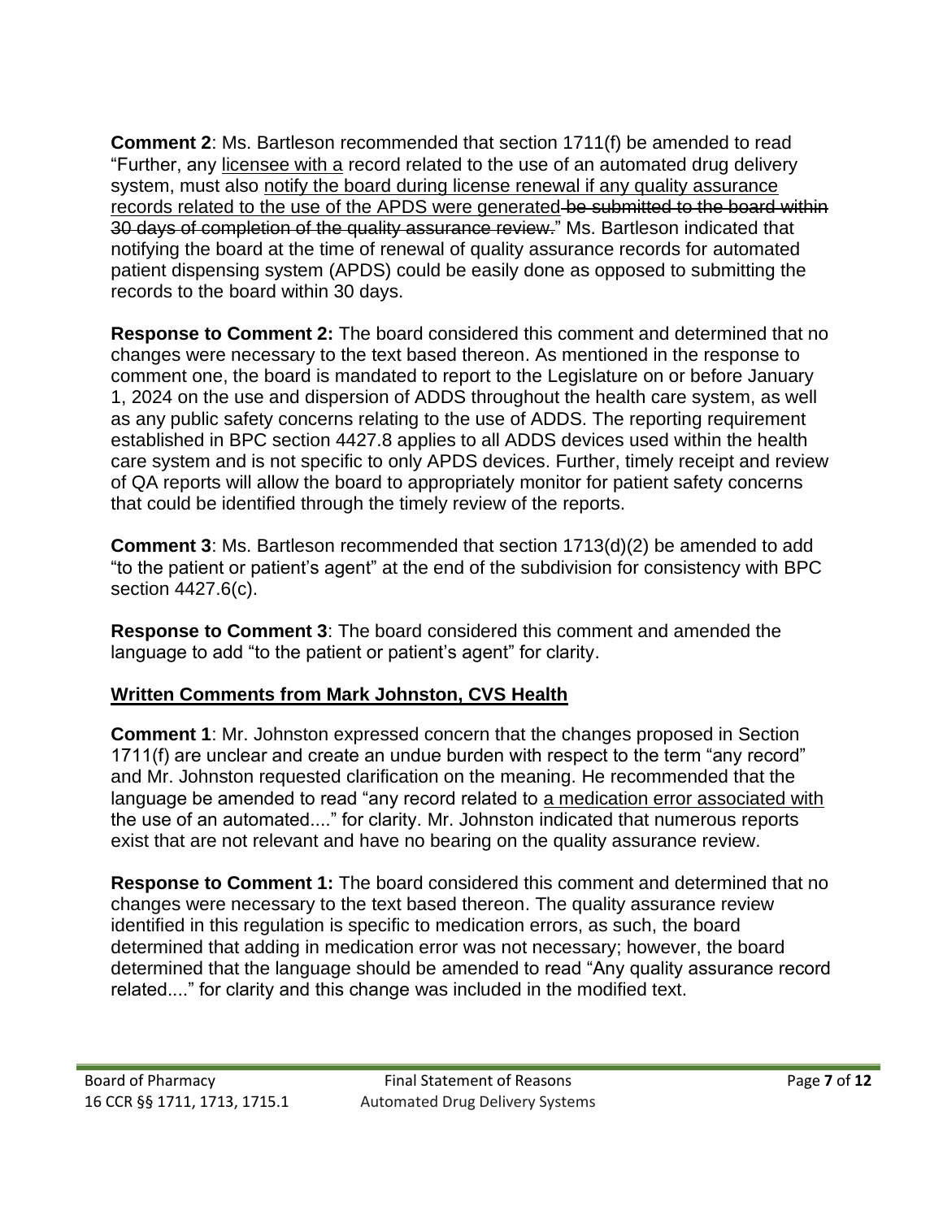**Comment 2**: Ms. Bartleson recommended that section 1711(f) be amended to read "Further, any <u>licensee with a</u> record related to the use of an automated drug delivery system, must also <u>notify the board during license renewal if any quality assurance records related to the use of the APDS were generated</u> ~~be submitted to the board within 30 days of completion of the quality assurance review.~~" Ms. Bartleson indicated that notifying the board at the time of renewal of quality assurance records for automated patient dispensing system (APDS) could be easily done as opposed to submitting the records to the board within 30 days.

**Response to Comment 2:** The board considered this comment and determined that no changes were necessary to the text based thereon. As mentioned in the response to comment one, the board is mandated to report to the Legislature on or before January 1, 2024 on the use and dispersion of ADDS throughout the health care system, as well as any public safety concerns relating to the use of ADDS. The reporting requirement established in BPC section 4427.8 applies to all ADDS devices used within the health care system and is not specific to only APDS devices. Further, timely receipt and review of QA reports will allow the board to appropriately monitor for patient safety concerns that could be identified through the timely review of the reports.

**Comment 3**: Ms. Bartleson recommended that section 1713(d)(2) be amended to add "to the patient or patient's agent" at the end of the subdivision for consistency with BPC section 4427.6(c).

**Response to Comment 3**: The board considered this comment and amended the language to add "to the patient or patient's agent" for clarity.

## <u>Written Comments from Mark Johnston, CVS Health</u>

**Comment 1**: Mr. Johnston expressed concern that the changes proposed in Section 1711(f) are unclear and create an undue burden with respect to the term "any record" and Mr. Johnston requested clarification on the meaning. He recommended that the language be amended to read "any record related to <u>a medication error associated with</u> the use of an automated...." for clarity. Mr. Johnston indicated that numerous reports exist that are not relevant and have no bearing on the quality assurance review.

**Response to Comment 1:** The board considered this comment and determined that no changes were necessary to the text based thereon. The quality assurance review identified in this regulation is specific to medication errors, as such, the board determined that adding in medication error was not necessary; however, the board determined that the language should be amended to read "Any quality assurance record related...." for clarity and this change was included in the modified text.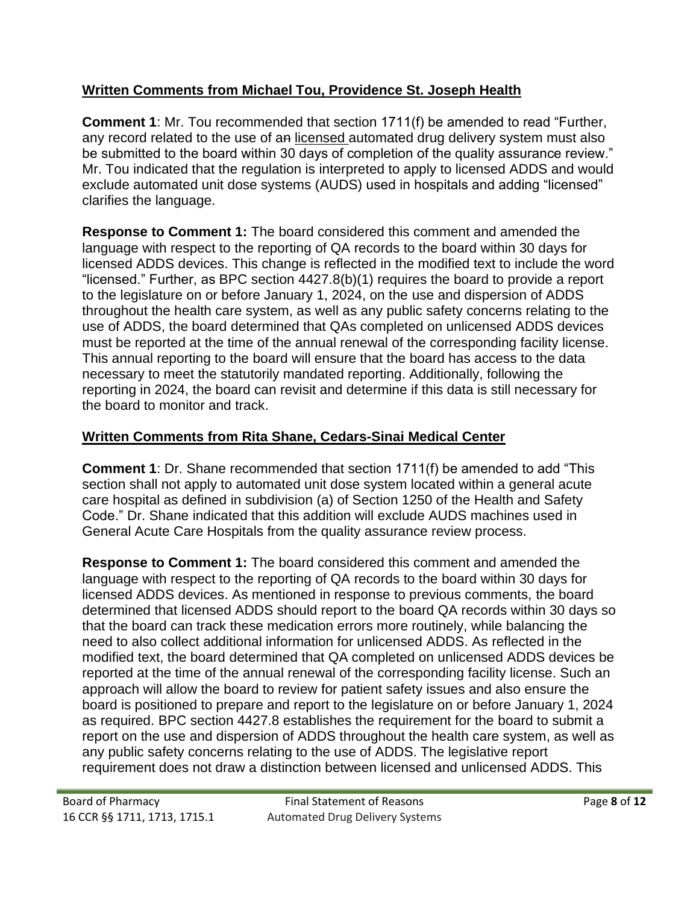**Written Comments from Michael Tou, Providence St. Joseph Health**

**Comment 1**: Mr. Tou recommended that section 1711(f) be amended to read "Further, any record related to the use of ~~an~~ licensed automated drug delivery system must also be submitted to the board within 30 days of completion of the quality assurance review." Mr. Tou indicated that the regulation is interpreted to apply to licensed ADDS and would exclude automated unit dose systems (AUDS) used in hospitals and adding "licensed" clarifies the language.

**Response to Comment 1:** The board considered this comment and amended the language with respect to the reporting of QA records to the board within 30 days for licensed ADDS devices. This change is reflected in the modified text to include the word "licensed." Further, as BPC section 4427.8(b)(1) requires the board to provide a report to the legislature on or before January 1, 2024, on the use and dispersion of ADDS throughout the health care system, as well as any public safety concerns relating to the use of ADDS, the board determined that QAs completed on unlicensed ADDS devices must be reported at the time of the annual renewal of the corresponding facility license. This annual reporting to the board will ensure that the board has access to the data necessary to meet the statutorily mandated reporting. Additionally, following the reporting in 2024, the board can revisit and determine if this data is still necessary for the board to monitor and track.

**Written Comments from Rita Shane, Cedars-Sinai Medical Center**

**Comment 1**: Dr. Shane recommended that section 1711(f) be amended to add "This section shall not apply to automated unit dose system located within a general acute care hospital as defined in subdivision (a) of Section 1250 of the Health and Safety Code." Dr. Shane indicated that this addition will exclude AUDS machines used in General Acute Care Hospitals from the quality assurance review process.

**Response to Comment 1:** The board considered this comment and amended the language with respect to the reporting of QA records to the board within 30 days for licensed ADDS devices. As mentioned in response to previous comments, the board determined that licensed ADDS should report to the board QA records within 30 days so that the board can track these medication errors more routinely, while balancing the need to also collect additional information for unlicensed ADDS. As reflected in the modified text, the board determined that QA completed on unlicensed ADDS devices be reported at the time of the annual renewal of the corresponding facility license. Such an approach will allow the board to review for patient safety issues and also ensure the board is positioned to prepare and report to the legislature on or before January 1, 2024 as required. BPC section 4427.8 establishes the requirement for the board to submit a report on the use and dispersion of ADDS throughout the health care system, as well as any public safety concerns relating to the use of ADDS. The legislative report requirement does not draw a distinction between licensed and unlicensed ADDS. This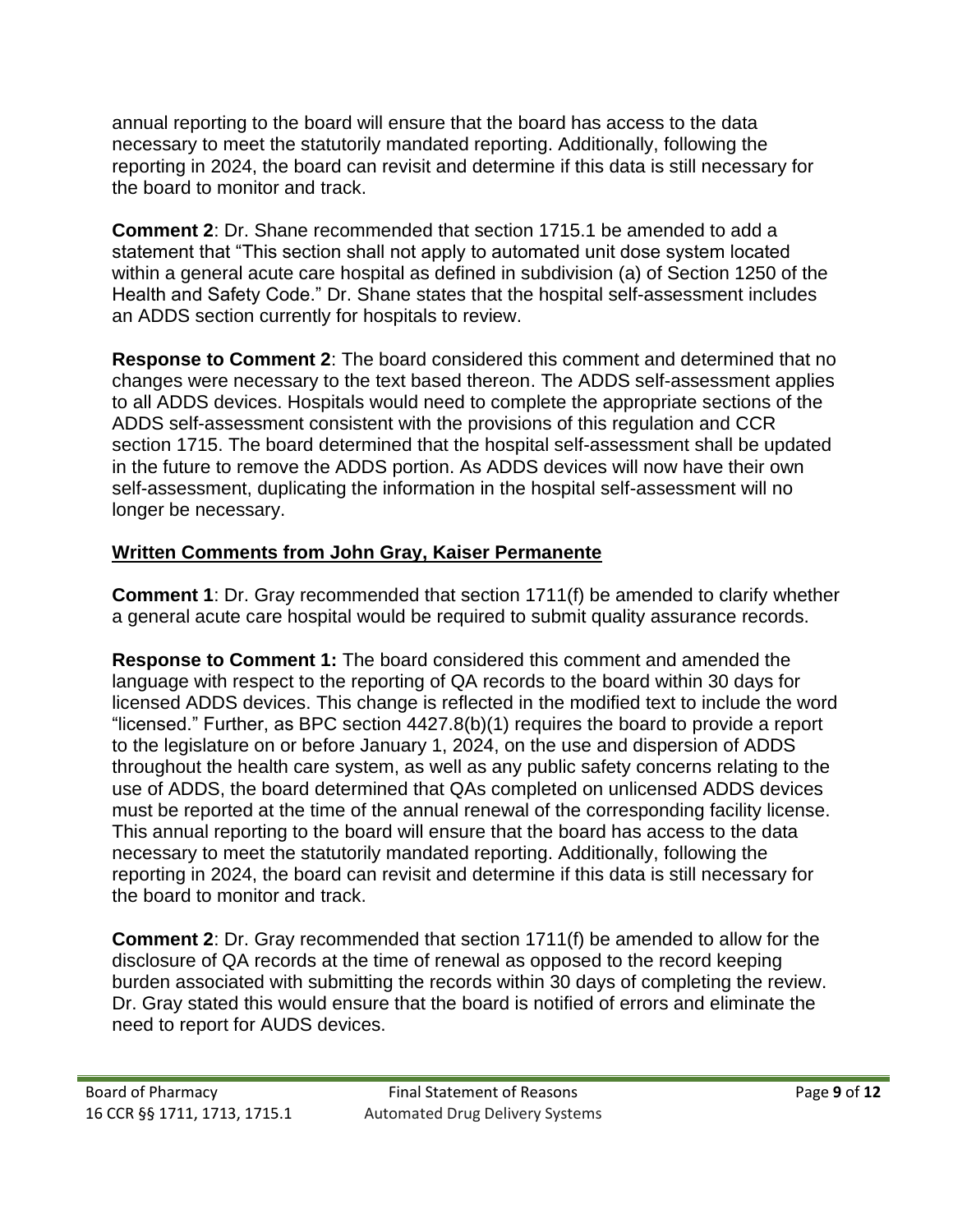annual reporting to the board will ensure that the board has access to the data necessary to meet the statutorily mandated reporting. Additionally, following the reporting in 2024, the board can revisit and determine if this data is still necessary for the board to monitor and track.

**Comment 2**: Dr. Shane recommended that section 1715.1 be amended to add a statement that "This section shall not apply to automated unit dose system located within a general acute care hospital as defined in subdivision (a) of Section 1250 of the Health and Safety Code." Dr. Shane states that the hospital self-assessment includes an ADDS section currently for hospitals to review.

**Response to Comment 2**: The board considered this comment and determined that no changes were necessary to the text based thereon. The ADDS self-assessment applies to all ADDS devices. Hospitals would need to complete the appropriate sections of the ADDS self-assessment consistent with the provisions of this regulation and CCR section 1715. The board determined that the hospital self-assessment shall be updated in the future to remove the ADDS portion. As ADDS devices will now have their own self-assessment, duplicating the information in the hospital self-assessment will no longer be necessary.

**Written Comments from John Gray, Kaiser Permanente**

**Comment 1**: Dr. Gray recommended that section 1711(f) be amended to clarify whether a general acute care hospital would be required to submit quality assurance records.

**Response to Comment 1:** The board considered this comment and amended the language with respect to the reporting of QA records to the board within 30 days for licensed ADDS devices. This change is reflected in the modified text to include the word "licensed." Further, as BPC section 4427.8(b)(1) requires the board to provide a report to the legislature on or before January 1, 2024, on the use and dispersion of ADDS throughout the health care system, as well as any public safety concerns relating to the use of ADDS, the board determined that QAs completed on unlicensed ADDS devices must be reported at the time of the annual renewal of the corresponding facility license. This annual reporting to the board will ensure that the board has access to the data necessary to meet the statutorily mandated reporting. Additionally, following the reporting in 2024, the board can revisit and determine if this data is still necessary for the board to monitor and track.

**Comment 2**: Dr. Gray recommended that section 1711(f) be amended to allow for the disclosure of QA records at the time of renewal as opposed to the record keeping burden associated with submitting the records within 30 days of completing the review. Dr. Gray stated this would ensure that the board is notified of errors and eliminate the need to report for AUDS devices.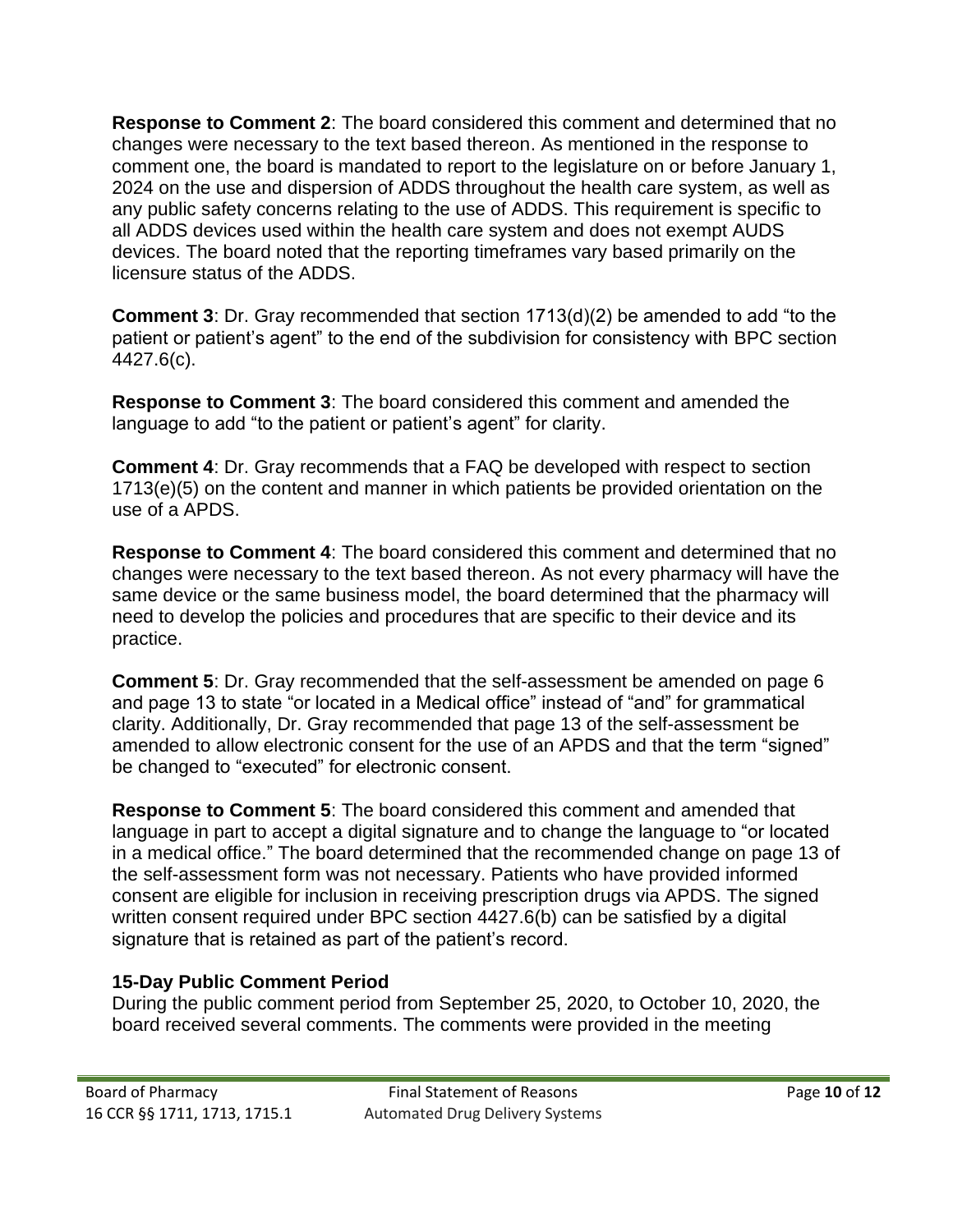**Response to Comment 2**: The board considered this comment and determined that no changes were necessary to the text based thereon. As mentioned in the response to comment one, the board is mandated to report to the legislature on or before January 1, 2024 on the use and dispersion of ADDS throughout the health care system, as well as any public safety concerns relating to the use of ADDS. This requirement is specific to all ADDS devices used within the health care system and does not exempt AUDS devices. The board noted that the reporting timeframes vary based primarily on the licensure status of the ADDS.

**Comment 3**: Dr. Gray recommended that section 1713(d)(2) be amended to add "to the patient or patient's agent" to the end of the subdivision for consistency with BPC section 4427.6(c).

**Response to Comment 3**: The board considered this comment and amended the language to add "to the patient or patient's agent" for clarity.

**Comment 4**: Dr. Gray recommends that a FAQ be developed with respect to section 1713(e)(5) on the content and manner in which patients be provided orientation on the use of a APDS.

**Response to Comment 4**: The board considered this comment and determined that no changes were necessary to the text based thereon. As not every pharmacy will have the same device or the same business model, the board determined that the pharmacy will need to develop the policies and procedures that are specific to their device and its practice.

**Comment 5**: Dr. Gray recommended that the self-assessment be amended on page 6 and page 13 to state "or located in a Medical office" instead of "and" for grammatical clarity. Additionally, Dr. Gray recommended that page 13 of the self-assessment be amended to allow electronic consent for the use of an APDS and that the term "signed" be changed to "executed" for electronic consent.

**Response to Comment 5**: The board considered this comment and amended that language in part to accept a digital signature and to change the language to "or located in a medical office." The board determined that the recommended change on page 13 of the self-assessment form was not necessary. Patients who have provided informed consent are eligible for inclusion in receiving prescription drugs via APDS. The signed written consent required under BPC section 4427.6(b) can be satisfied by a digital signature that is retained as part of the patient's record.

### 15-Day Public Comment Period

During the public comment period from September 25, 2020, to October 10, 2020, the board received several comments. The comments were provided in the meeting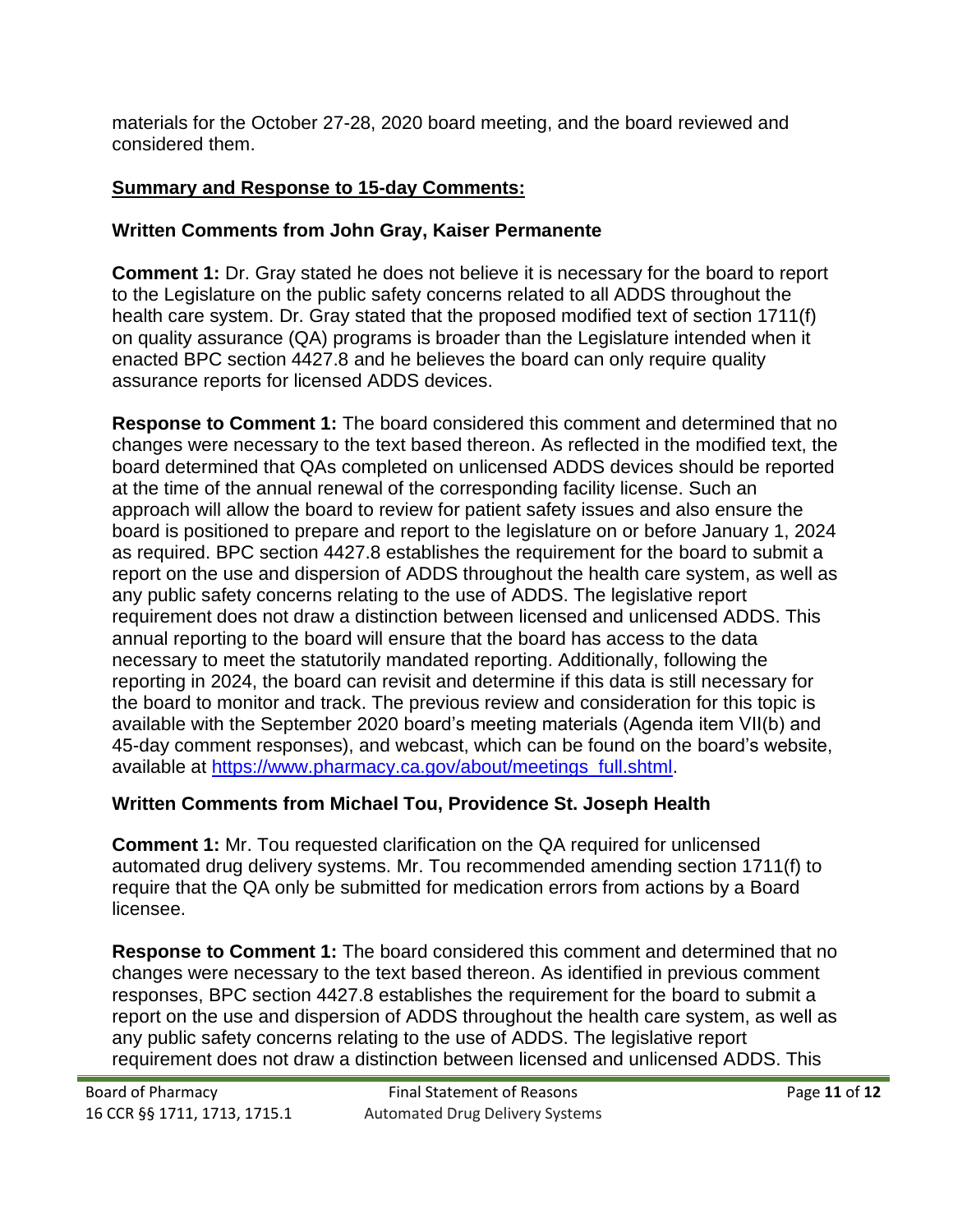materials for the October 27-28, 2020 board meeting, and the board reviewed and considered them.

## Summary and Response to 15-day Comments:

### Written Comments from John Gray, Kaiser Permanente

**Comment 1:** Dr. Gray stated he does not believe it is necessary for the board to report to the Legislature on the public safety concerns related to all ADDS throughout the health care system. Dr. Gray stated that the proposed modified text of section 1711(f) on quality assurance (QA) programs is broader than the Legislature intended when it enacted BPC section 4427.8 and he believes the board can only require quality assurance reports for licensed ADDS devices.

**Response to Comment 1:** The board considered this comment and determined that no changes were necessary to the text based thereon. As reflected in the modified text, the board determined that QAs completed on unlicensed ADDS devices should be reported at the time of the annual renewal of the corresponding facility license. Such an approach will allow the board to review for patient safety issues and also ensure the board is positioned to prepare and report to the legislature on or before January 1, 2024 as required. BPC section 4427.8 establishes the requirement for the board to submit a report on the use and dispersion of ADDS throughout the health care system, as well as any public safety concerns relating to the use of ADDS. The legislative report requirement does not draw a distinction between licensed and unlicensed ADDS. This annual reporting to the board will ensure that the board has access to the data necessary to meet the statutorily mandated reporting. Additionally, following the reporting in 2024, the board can revisit and determine if this data is still necessary for the board to monitor and track. The previous review and consideration for this topic is available with the September 2020 board's meeting materials (Agenda item VII(b) and 45-day comment responses), and webcast, which can be found on the board's website, available at https://www.pharmacy.ca.gov/about/meetings_full.shtml.

### Written Comments from Michael Tou, Providence St. Joseph Health

**Comment 1:** Mr. Tou requested clarification on the QA required for unlicensed automated drug delivery systems. Mr. Tou recommended amending section 1711(f) to require that the QA only be submitted for medication errors from actions by a Board licensee.

**Response to Comment 1:** The board considered this comment and determined that no changes were necessary to the text based thereon. As identified in previous comment responses, BPC section 4427.8 establishes the requirement for the board to submit a report on the use and dispersion of ADDS throughout the health care system, as well as any public safety concerns relating to the use of ADDS. The legislative report requirement does not draw a distinction between licensed and unlicensed ADDS. This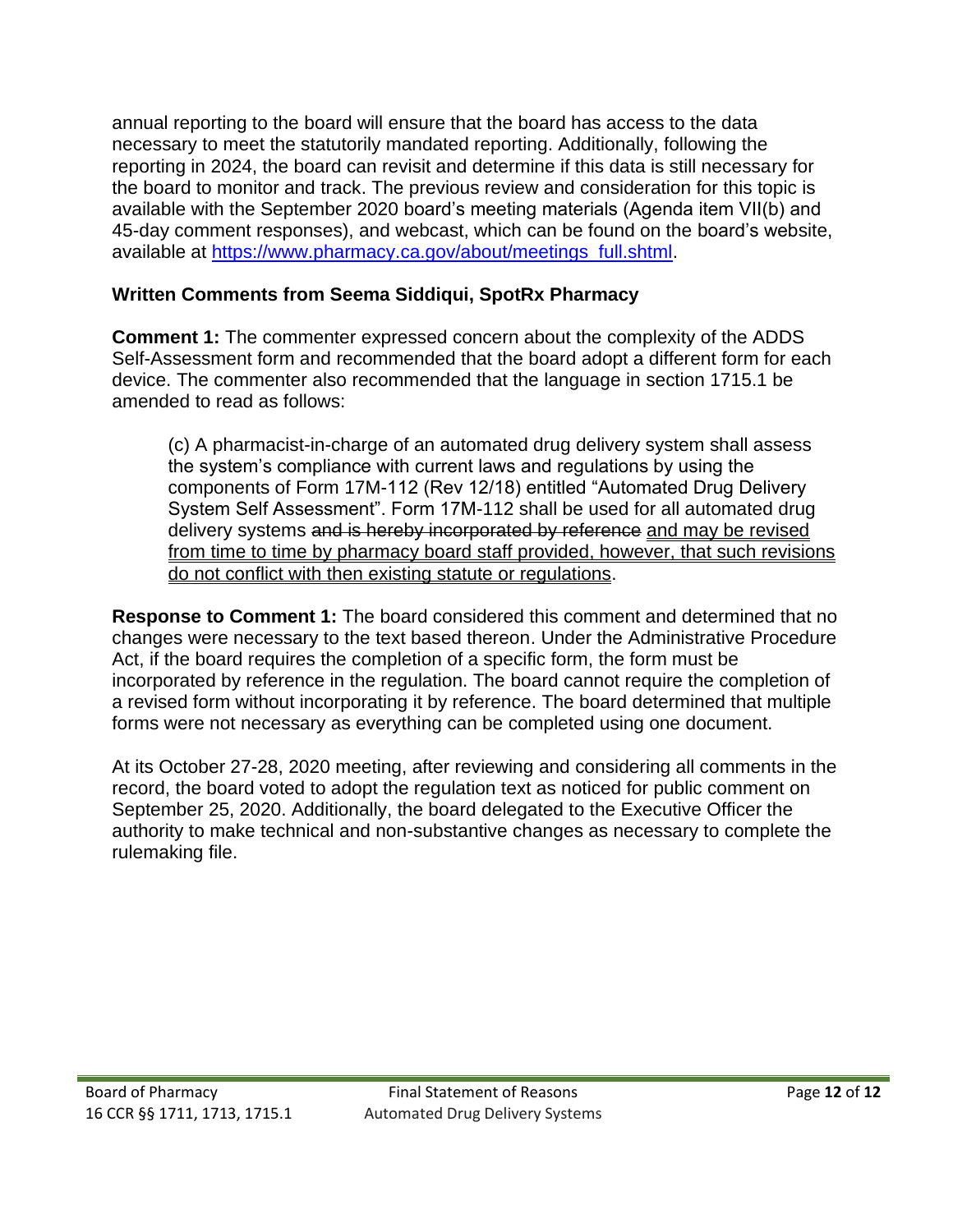annual reporting to the board will ensure that the board has access to the data necessary to meet the statutorily mandated reporting. Additionally, following the reporting in 2024, the board can revisit and determine if this data is still necessary for the board to monitor and track. The previous review and consideration for this topic is available with the September 2020 board's meeting materials (Agenda item VII(b) and 45-day comment responses), and webcast, which can be found on the board's website, available at [https://www.pharmacy.ca.gov/about/meetings_full.shtml](https://www.pharmacy.ca.gov/about/meetings_full.shtml).

**Written Comments from Seema Siddiqui, SpotRx Pharmacy**

**Comment 1:** The commenter expressed concern about the complexity of the ADDS Self-Assessment form and recommended that the board adopt a different form for each device. The commenter also recommended that the language in section 1715.1 be amended to read as follows:

> (c) A pharmacist-in-charge of an automated drug delivery system shall assess the system's compliance with current laws and regulations by using the components of Form 17M-112 (Rev 12/18) entitled "Automated Drug Delivery System Self Assessment". Form 17M-112 shall be used for all automated drug delivery systems ~~and is hereby incorporated by reference~~ <u>and may be revised from time to time by pharmacy board staff provided, however, that such revisions do not conflict with then existing statute or regulations</u>.

**Response to Comment 1:** The board considered this comment and determined that no changes were necessary to the text based thereon. Under the Administrative Procedure Act, if the board requires the completion of a specific form, the form must be incorporated by reference in the regulation. The board cannot require the completion of a revised form without incorporating it by reference. The board determined that multiple forms were not necessary as everything can be completed using one document.

At its October 27-28, 2020 meeting, after reviewing and considering all comments in the record, the board voted to adopt the regulation text as noticed for public comment on September 25, 2020. Additionally, the board delegated to the Executive Officer the authority to make technical and non-substantive changes as necessary to complete the rulemaking file.